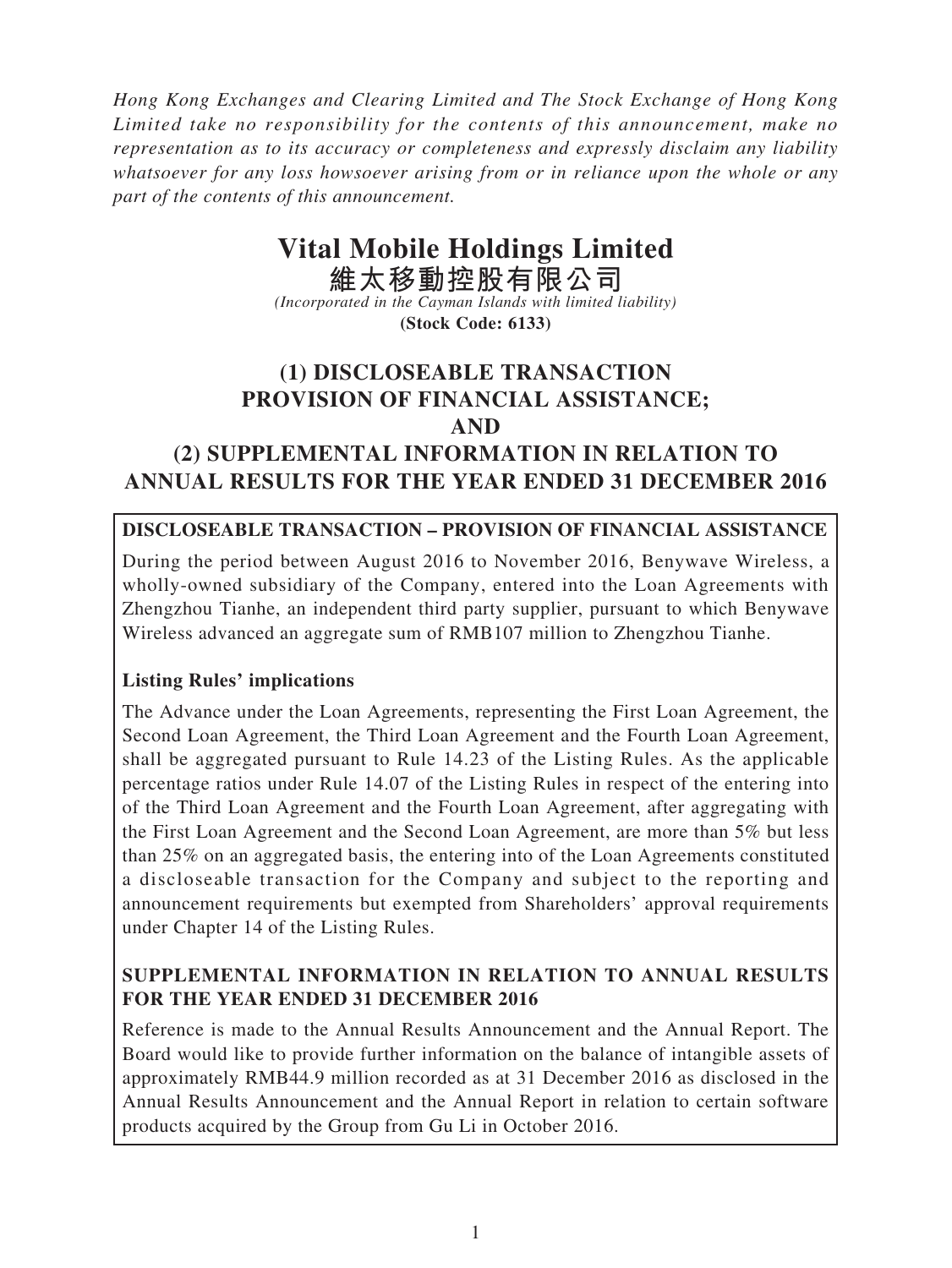*Hong Kong Exchanges and Clearing Limited and The Stock Exchange of Hong Kong Limited take no responsibility for the contents of this announcement, make no representation as to its accuracy or completeness and expressly disclaim any liability whatsoever for any loss howsoever arising from or in reliance upon the whole or any part of the contents of this announcement.*

# Vital Mobile Holdings Limited
# 維太移動控股有限公司

*(Incorporated in the Cayman Islands with limited liability)*

**(Stock Code: 6133)**

## (1) DISCLOSEABLE TRANSACTION PROVISION OF FINANCIAL ASSISTANCE; AND (2) SUPPLEMENTAL INFORMATION IN RELATION TO ANNUAL RESULTS FOR THE YEAR ENDED 31 DECEMBER 2016

**DISCLOSEABLE TRANSACTION – PROVISION OF FINANCIAL ASSISTANCE**

During the period between August 2016 to November 2016, Benywave Wireless, a wholly-owned subsidiary of the Company, entered into the Loan Agreements with Zhengzhou Tianhe, an independent third party supplier, pursuant to which Benywave Wireless advanced an aggregate sum of RMB107 million to Zhengzhou Tianhe.

**Listing Rules' implications**

The Advance under the Loan Agreements, representing the First Loan Agreement, the Second Loan Agreement, the Third Loan Agreement and the Fourth Loan Agreement, shall be aggregated pursuant to Rule 14.23 of the Listing Rules. As the applicable percentage ratios under Rule 14.07 of the Listing Rules in respect of the entering into of the Third Loan Agreement and the Fourth Loan Agreement, after aggregating with the First Loan Agreement and the Second Loan Agreement, are more than 5% but less than 25% on an aggregated basis, the entering into of the Loan Agreements constituted a discloseable transaction for the Company and subject to the reporting and announcement requirements but exempted from Shareholders' approval requirements under Chapter 14 of the Listing Rules.

**SUPPLEMENTAL INFORMATION IN RELATION TO ANNUAL RESULTS FOR THE YEAR ENDED 31 DECEMBER 2016**

Reference is made to the Annual Results Announcement and the Annual Report. The Board would like to provide further information on the balance of intangible assets of approximately RMB44.9 million recorded as at 31 December 2016 as disclosed in the Annual Results Announcement and the Annual Report in relation to certain software products acquired by the Group from Gu Li in October 2016.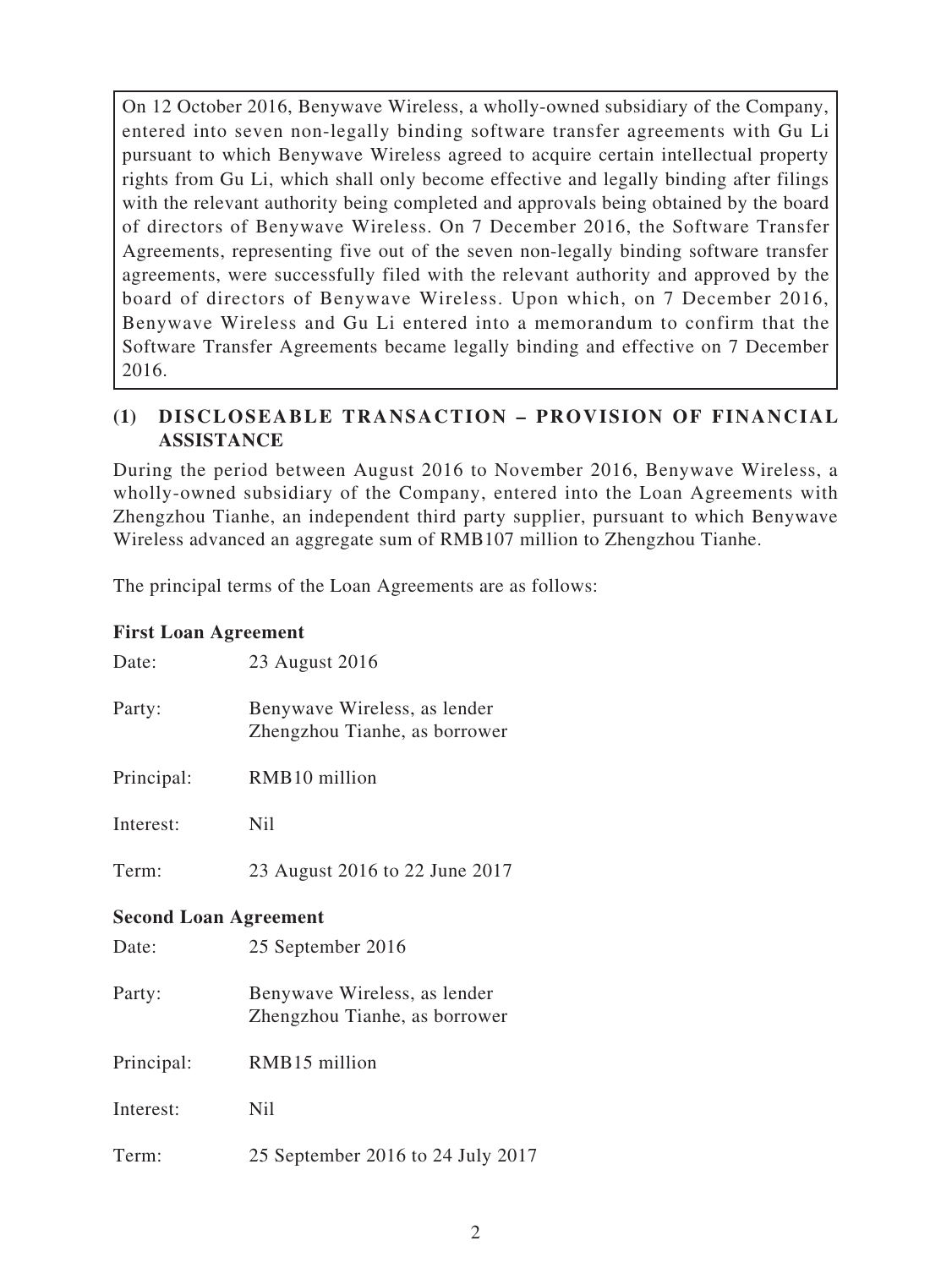On 12 October 2016, Benywave Wireless, a wholly-owned subsidiary of the Company, entered into seven non-legally binding software transfer agreements with Gu Li pursuant to which Benywave Wireless agreed to acquire certain intellectual property rights from Gu Li, which shall only become effective and legally binding after filings with the relevant authority being completed and approvals being obtained by the board of directors of Benywave Wireless. On 7 December 2016, the Software Transfer Agreements, representing five out of the seven non-legally binding software transfer agreements, were successfully filed with the relevant authority and approved by the board of directors of Benywave Wireless. Upon which, on 7 December 2016, Benywave Wireless and Gu Li entered into a memorandum to confirm that the Software Transfer Agreements became legally binding and effective on 7 December 2016.

## (1) DISCLOSEABLE TRANSACTION – PROVISION OF FINANCIAL ASSISTANCE

During the period between August 2016 to November 2016, Benywave Wireless, a wholly-owned subsidiary of the Company, entered into the Loan Agreements with Zhengzhou Tianhe, an independent third party supplier, pursuant to which Benywave Wireless advanced an aggregate sum of RMB107 million to Zhengzhou Tianhe.

The principal terms of the Loan Agreements are as follows:

**First Loan Agreement**

Date: 23 August 2016

Party: Benywave Wireless, as lender
Zhengzhou Tianhe, as borrower

Principal: RMB10 million

Interest: Nil

Term: 23 August 2016 to 22 June 2017

**Second Loan Agreement**

Date: 25 September 2016

Party: Benywave Wireless, as lender
Zhengzhou Tianhe, as borrower

Principal: RMB15 million

Interest: Nil

Term: 25 September 2016 to 24 July 2017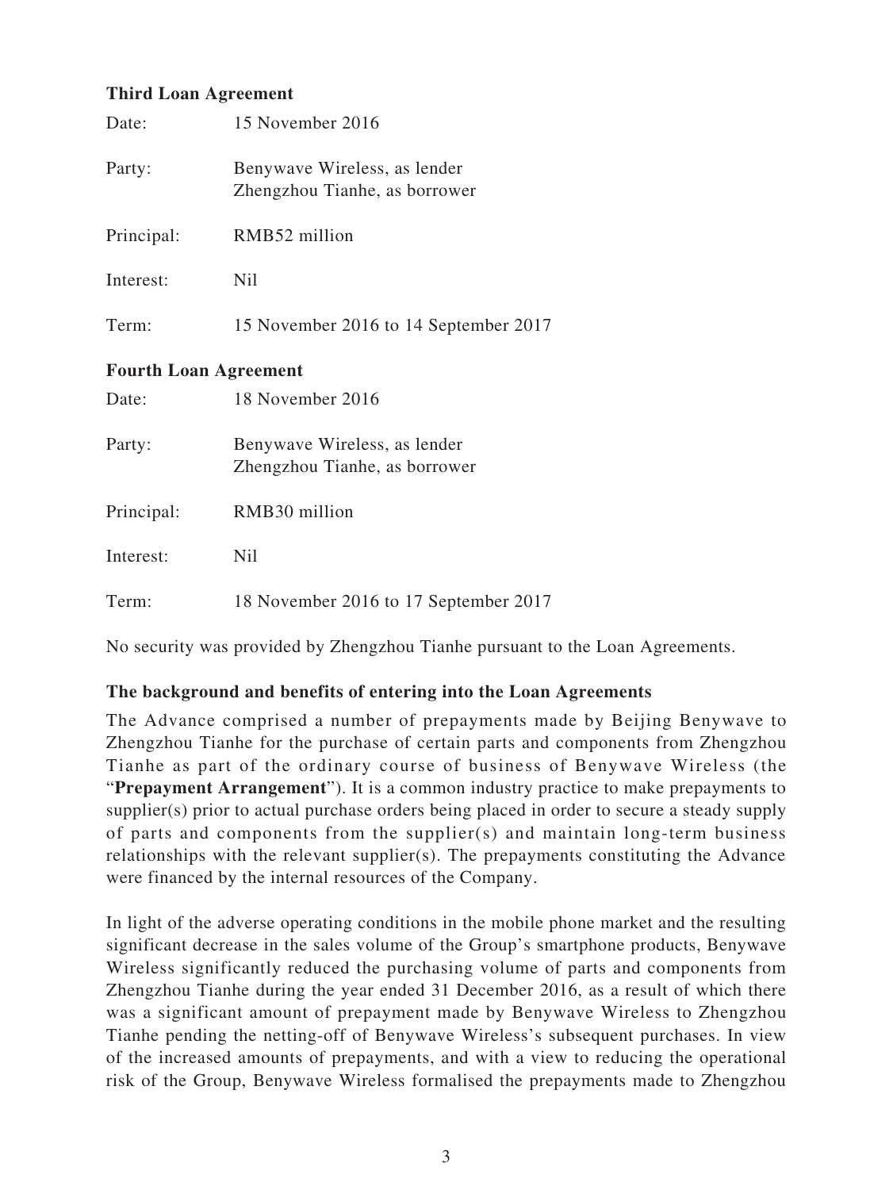**Third Loan Agreement**

Date: 15 November 2016

Party: Benywave Wireless, as lender
Zhengzhou Tianhe, as borrower

Principal: RMB52 million

Interest: Nil

Term: 15 November 2016 to 14 September 2017

**Fourth Loan Agreement**

Date: 18 November 2016

Party: Benywave Wireless, as lender
Zhengzhou Tianhe, as borrower

Principal: RMB30 million

Interest: Nil

Term: 18 November 2016 to 17 September 2017

No security was provided by Zhengzhou Tianhe pursuant to the Loan Agreements.

**The background and benefits of entering into the Loan Agreements**

The Advance comprised a number of prepayments made by Beijing Benywave to Zhengzhou Tianhe for the purchase of certain parts and components from Zhengzhou Tianhe as part of the ordinary course of business of Benywave Wireless (the "**Prepayment Arrangement**"). It is a common industry practice to make prepayments to supplier(s) prior to actual purchase orders being placed in order to secure a steady supply of parts and components from the supplier(s) and maintain long-term business relationships with the relevant supplier(s). The prepayments constituting the Advance were financed by the internal resources of the Company.

In light of the adverse operating conditions in the mobile phone market and the resulting significant decrease in the sales volume of the Group's smartphone products, Benywave Wireless significantly reduced the purchasing volume of parts and components from Zhengzhou Tianhe during the year ended 31 December 2016, as a result of which there was a significant amount of prepayment made by Benywave Wireless to Zhengzhou Tianhe pending the netting-off of Benywave Wireless's subsequent purchases. In view of the increased amounts of prepayments, and with a view to reducing the operational risk of the Group, Benywave Wireless formalised the prepayments made to Zhengzhou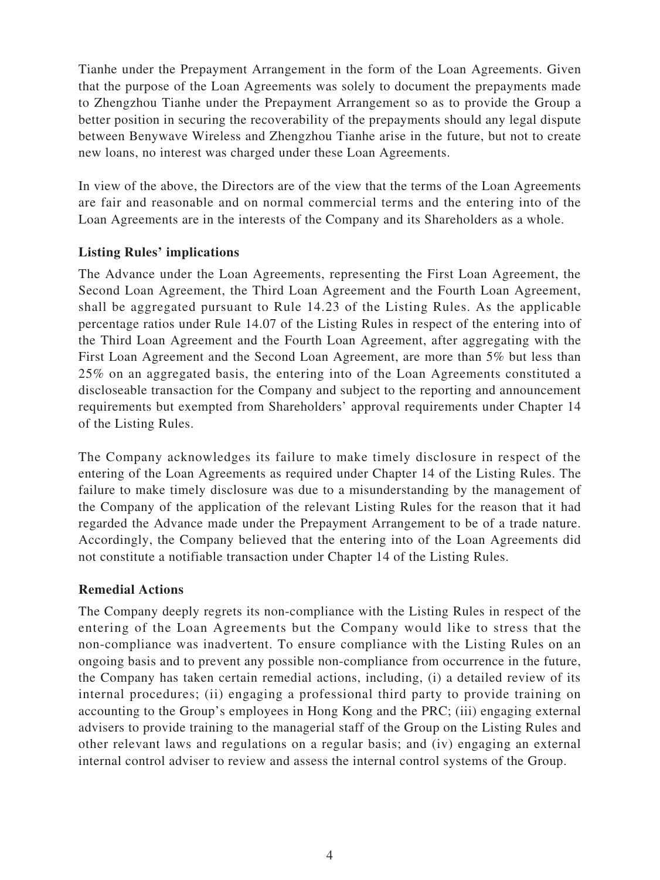Tianhe under the Prepayment Arrangement in the form of the Loan Agreements. Given that the purpose of the Loan Agreements was solely to document the prepayments made to Zhengzhou Tianhe under the Prepayment Arrangement so as to provide the Group a better position in securing the recoverability of the prepayments should any legal dispute between Benywave Wireless and Zhengzhou Tianhe arise in the future, but not to create new loans, no interest was charged under these Loan Agreements.

In view of the above, the Directors are of the view that the terms of the Loan Agreements are fair and reasonable and on normal commercial terms and the entering into of the Loan Agreements are in the interests of the Company and its Shareholders as a whole.

**Listing Rules' implications**

The Advance under the Loan Agreements, representing the First Loan Agreement, the Second Loan Agreement, the Third Loan Agreement and the Fourth Loan Agreement, shall be aggregated pursuant to Rule 14.23 of the Listing Rules. As the applicable percentage ratios under Rule 14.07 of the Listing Rules in respect of the entering into of the Third Loan Agreement and the Fourth Loan Agreement, after aggregating with the First Loan Agreement and the Second Loan Agreement, are more than 5% but less than 25% on an aggregated basis, the entering into of the Loan Agreements constituted a discloseable transaction for the Company and subject to the reporting and announcement requirements but exempted from Shareholders' approval requirements under Chapter 14 of the Listing Rules.

The Company acknowledges its failure to make timely disclosure in respect of the entering of the Loan Agreements as required under Chapter 14 of the Listing Rules. The failure to make timely disclosure was due to a misunderstanding by the management of the Company of the application of the relevant Listing Rules for the reason that it had regarded the Advance made under the Prepayment Arrangement to be of a trade nature. Accordingly, the Company believed that the entering into of the Loan Agreements did not constitute a notifiable transaction under Chapter 14 of the Listing Rules.

**Remedial Actions**

The Company deeply regrets its non-compliance with the Listing Rules in respect of the entering of the Loan Agreements but the Company would like to stress that the non-compliance was inadvertent. To ensure compliance with the Listing Rules on an ongoing basis and to prevent any possible non-compliance from occurrence in the future, the Company has taken certain remedial actions, including, (i) a detailed review of its internal procedures; (ii) engaging a professional third party to provide training on accounting to the Group's employees in Hong Kong and the PRC; (iii) engaging external advisers to provide training to the managerial staff of the Group on the Listing Rules and other relevant laws and regulations on a regular basis; and (iv) engaging an external internal control adviser to review and assess the internal control systems of the Group.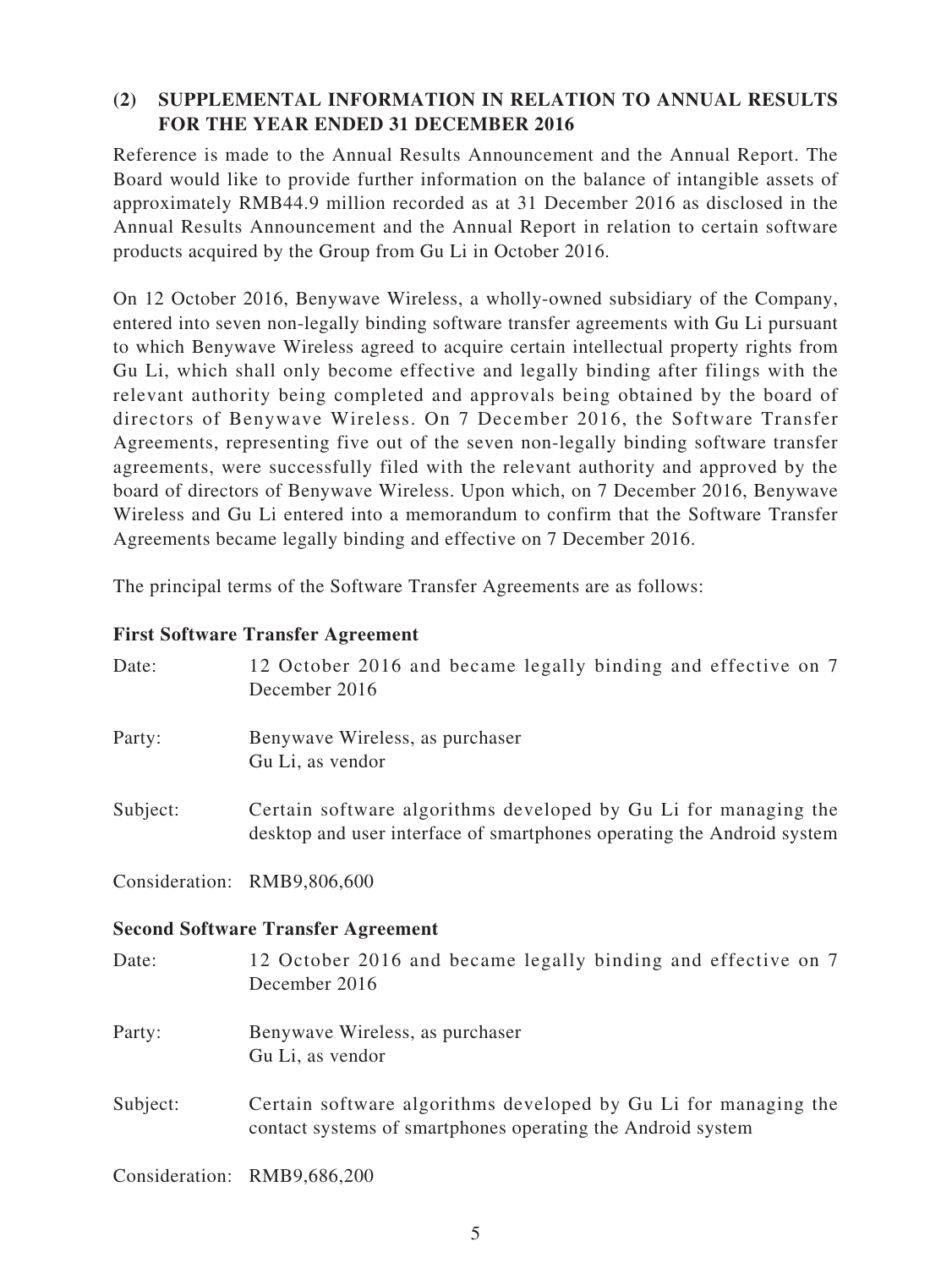## (2) SUPPLEMENTAL INFORMATION IN RELATION TO ANNUAL RESULTS FOR THE YEAR ENDED 31 DECEMBER 2016

Reference is made to the Annual Results Announcement and the Annual Report. The Board would like to provide further information on the balance of intangible assets of approximately RMB44.9 million recorded as at 31 December 2016 as disclosed in the Annual Results Announcement and the Annual Report in relation to certain software products acquired by the Group from Gu Li in October 2016.

On 12 October 2016, Benywave Wireless, a wholly-owned subsidiary of the Company, entered into seven non-legally binding software transfer agreements with Gu Li pursuant to which Benywave Wireless agreed to acquire certain intellectual property rights from Gu Li, which shall only become effective and legally binding after filings with the relevant authority being completed and approvals being obtained by the board of directors of Benywave Wireless. On 7 December 2016, the Software Transfer Agreements, representing five out of the seven non-legally binding software transfer agreements, were successfully filed with the relevant authority and approved by the board of directors of Benywave Wireless. Upon which, on 7 December 2016, Benywave Wireless and Gu Li entered into a memorandum to confirm that the Software Transfer Agreements became legally binding and effective on 7 December 2016.

The principal terms of the Software Transfer Agreements are as follows:

**First Software Transfer Agreement**

Date: 12 October 2016 and became legally binding and effective on 7 December 2016

Party: Benywave Wireless, as purchaser
Gu Li, as vendor

Subject: Certain software algorithms developed by Gu Li for managing the desktop and user interface of smartphones operating the Android system

Consideration: RMB9,806,600

**Second Software Transfer Agreement**

Date: 12 October 2016 and became legally binding and effective on 7 December 2016

Party: Benywave Wireless, as purchaser
Gu Li, as vendor

Subject: Certain software algorithms developed by Gu Li for managing the contact systems of smartphones operating the Android system

Consideration: RMB9,686,200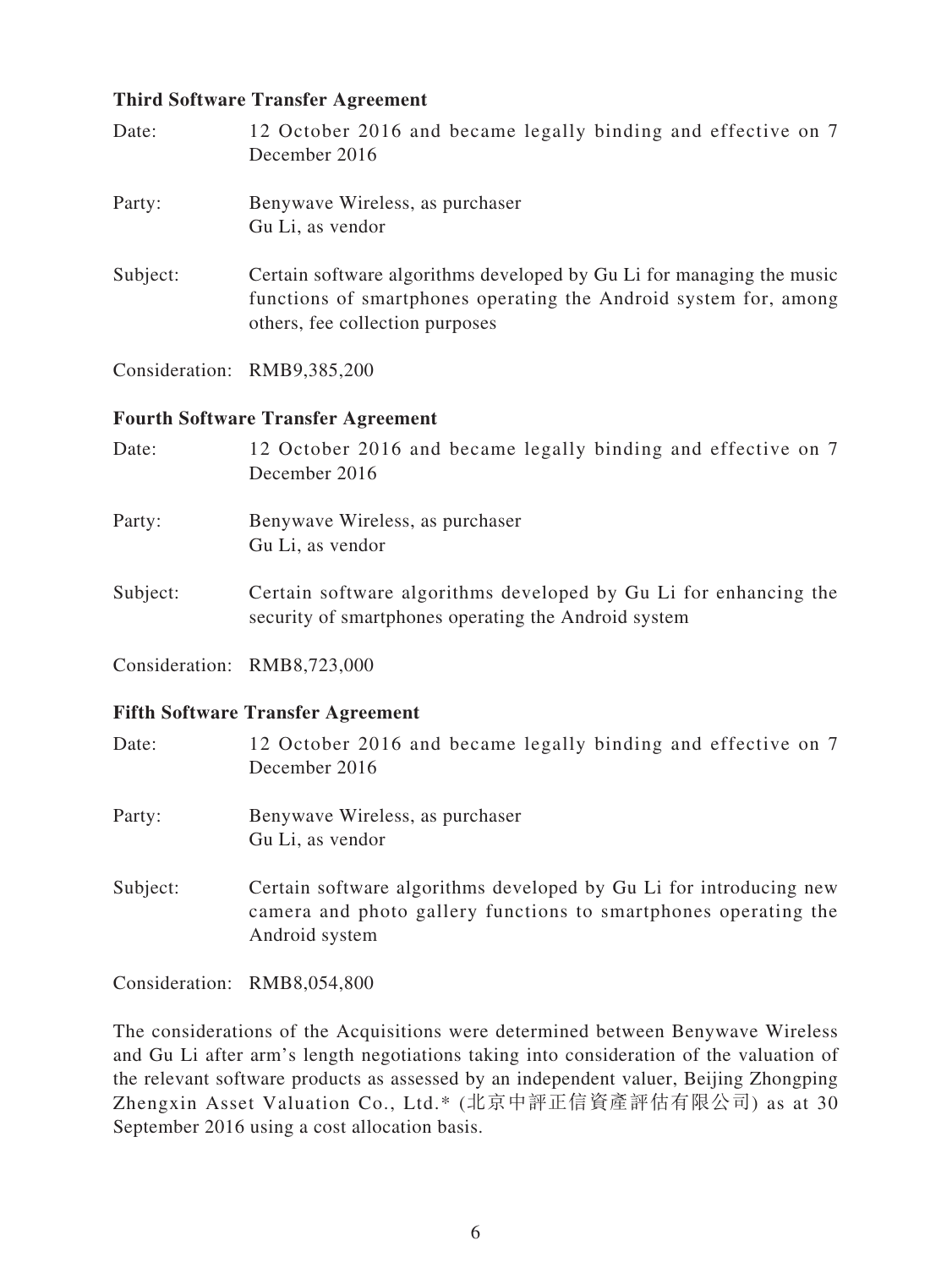**Third Software Transfer Agreement**

Date: 12 October 2016 and became legally binding and effective on 7 December 2016

Party: Benywave Wireless, as purchaser
Gu Li, as vendor

Subject: Certain software algorithms developed by Gu Li for managing the music functions of smartphones operating the Android system for, among others, fee collection purposes

Consideration: RMB9,385,200

**Fourth Software Transfer Agreement**

Date: 12 October 2016 and became legally binding and effective on 7 December 2016

Party: Benywave Wireless, as purchaser
Gu Li, as vendor

Subject: Certain software algorithms developed by Gu Li for enhancing the security of smartphones operating the Android system

Consideration: RMB8,723,000

**Fifth Software Transfer Agreement**

Date: 12 October 2016 and became legally binding and effective on 7 December 2016

Party: Benywave Wireless, as purchaser
Gu Li, as vendor

Subject: Certain software algorithms developed by Gu Li for introducing new camera and photo gallery functions to smartphones operating the Android system

Consideration: RMB8,054,800

The considerations of the Acquisitions were determined between Benywave Wireless and Gu Li after arm's length negotiations taking into consideration of the valuation of the relevant software products as assessed by an independent valuer, Beijing Zhongping Zhengxin Asset Valuation Co., Ltd.* (北京中評正信資產評估有限公司) as at 30 September 2016 using a cost allocation basis.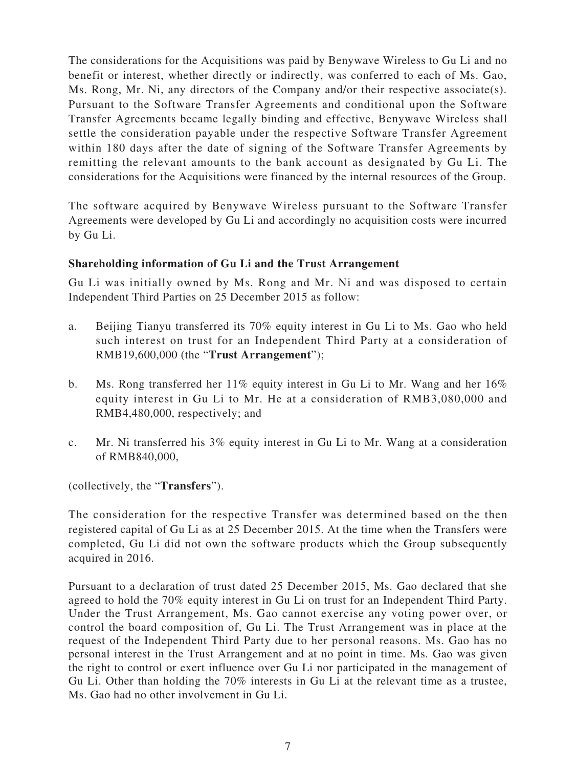The considerations for the Acquisitions was paid by Benywave Wireless to Gu Li and no benefit or interest, whether directly or indirectly, was conferred to each of Ms. Gao, Ms. Rong, Mr. Ni, any directors of the Company and/or their respective associate(s). Pursuant to the Software Transfer Agreements and conditional upon the Software Transfer Agreements became legally binding and effective, Benywave Wireless shall settle the consideration payable under the respective Software Transfer Agreement within 180 days after the date of signing of the Software Transfer Agreements by remitting the relevant amounts to the bank account as designated by Gu Li. The considerations for the Acquisitions were financed by the internal resources of the Group.

The software acquired by Benywave Wireless pursuant to the Software Transfer Agreements were developed by Gu Li and accordingly no acquisition costs were incurred by Gu Li.

**Shareholding information of Gu Li and the Trust Arrangement**

Gu Li was initially owned by Ms. Rong and Mr. Ni and was disposed to certain Independent Third Parties on 25 December 2015 as follow:

a. Beijing Tianyu transferred its 70% equity interest in Gu Li to Ms. Gao who held such interest on trust for an Independent Third Party at a consideration of RMB19,600,000 (the "**Trust Arrangement**");

b. Ms. Rong transferred her 11% equity interest in Gu Li to Mr. Wang and her 16% equity interest in Gu Li to Mr. He at a consideration of RMB3,080,000 and RMB4,480,000, respectively; and

c. Mr. Ni transferred his 3% equity interest in Gu Li to Mr. Wang at a consideration of RMB840,000,

(collectively, the "**Transfers**").

The consideration for the respective Transfer was determined based on the then registered capital of Gu Li as at 25 December 2015. At the time when the Transfers were completed, Gu Li did not own the software products which the Group subsequently acquired in 2016.

Pursuant to a declaration of trust dated 25 December 2015, Ms. Gao declared that she agreed to hold the 70% equity interest in Gu Li on trust for an Independent Third Party. Under the Trust Arrangement, Ms. Gao cannot exercise any voting power over, or control the board composition of, Gu Li. The Trust Arrangement was in place at the request of the Independent Third Party due to her personal reasons. Ms. Gao has no personal interest in the Trust Arrangement and at no point in time. Ms. Gao was given the right to control or exert influence over Gu Li nor participated in the management of Gu Li. Other than holding the 70% interests in Gu Li at the relevant time as a trustee, Ms. Gao had no other involvement in Gu Li.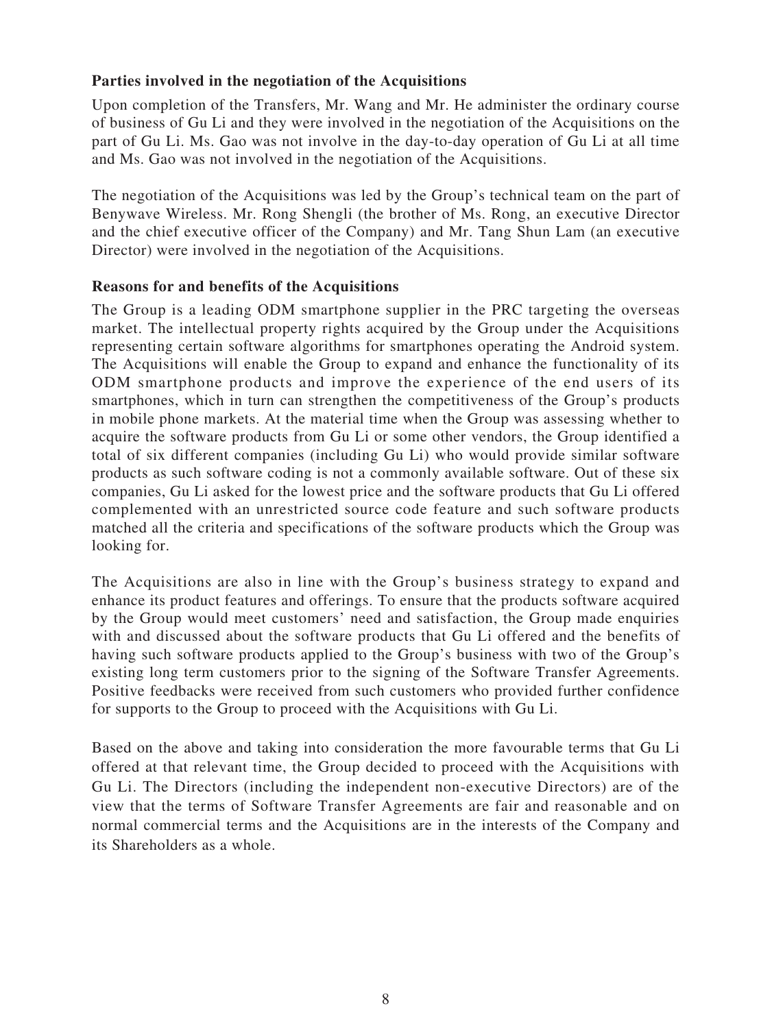**Parties involved in the negotiation of the Acquisitions**

Upon completion of the Transfers, Mr. Wang and Mr. He administer the ordinary course of business of Gu Li and they were involved in the negotiation of the Acquisitions on the part of Gu Li. Ms. Gao was not involve in the day-to-day operation of Gu Li at all time and Ms. Gao was not involved in the negotiation of the Acquisitions.

The negotiation of the Acquisitions was led by the Group's technical team on the part of Benywave Wireless. Mr. Rong Shengli (the brother of Ms. Rong, an executive Director and the chief executive officer of the Company) and Mr. Tang Shun Lam (an executive Director) were involved in the negotiation of the Acquisitions.

**Reasons for and benefits of the Acquisitions**

The Group is a leading ODM smartphone supplier in the PRC targeting the overseas market. The intellectual property rights acquired by the Group under the Acquisitions representing certain software algorithms for smartphones operating the Android system. The Acquisitions will enable the Group to expand and enhance the functionality of its ODM smartphone products and improve the experience of the end users of its smartphones, which in turn can strengthen the competitiveness of the Group's products in mobile phone markets. At the material time when the Group was assessing whether to acquire the software products from Gu Li or some other vendors, the Group identified a total of six different companies (including Gu Li) who would provide similar software products as such software coding is not a commonly available software. Out of these six companies, Gu Li asked for the lowest price and the software products that Gu Li offered complemented with an unrestricted source code feature and such software products matched all the criteria and specifications of the software products which the Group was looking for.

The Acquisitions are also in line with the Group's business strategy to expand and enhance its product features and offerings. To ensure that the products software acquired by the Group would meet customers' need and satisfaction, the Group made enquiries with and discussed about the software products that Gu Li offered and the benefits of having such software products applied to the Group's business with two of the Group's existing long term customers prior to the signing of the Software Transfer Agreements. Positive feedbacks were received from such customers who provided further confidence for supports to the Group to proceed with the Acquisitions with Gu Li.

Based on the above and taking into consideration the more favourable terms that Gu Li offered at that relevant time, the Group decided to proceed with the Acquisitions with Gu Li. The Directors (including the independent non-executive Directors) are of the view that the terms of Software Transfer Agreements are fair and reasonable and on normal commercial terms and the Acquisitions are in the interests of the Company and its Shareholders as a whole.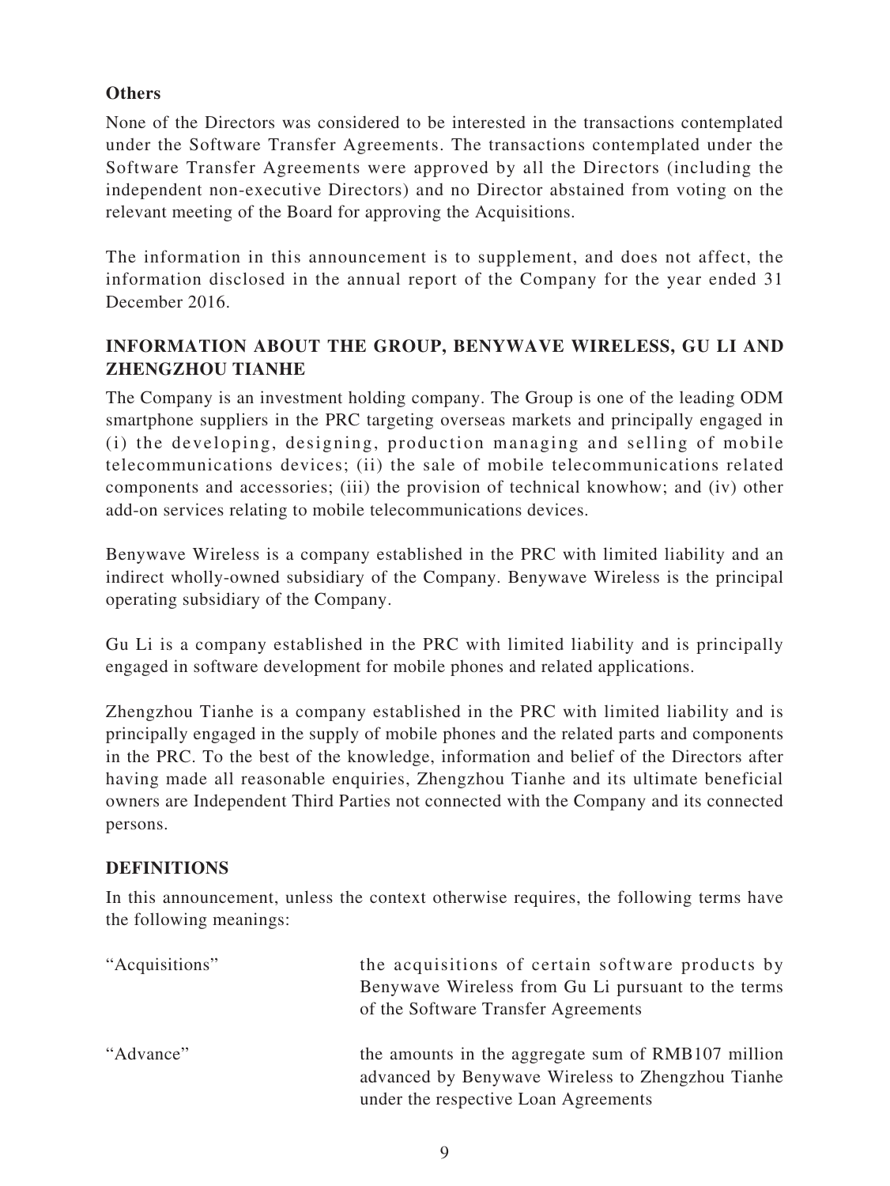**Others**

None of the Directors was considered to be interested in the transactions contemplated under the Software Transfer Agreements. The transactions contemplated under the Software Transfer Agreements were approved by all the Directors (including the independent non-executive Directors) and no Director abstained from voting on the relevant meeting of the Board for approving the Acquisitions.

The information in this announcement is to supplement, and does not affect, the information disclosed in the annual report of the Company for the year ended 31 December 2016.

## INFORMATION ABOUT THE GROUP, BENYWAVE WIRELESS, GU LI AND ZHENGZHOU TIANHE

The Company is an investment holding company. The Group is one of the leading ODM smartphone suppliers in the PRC targeting overseas markets and principally engaged in (i) the developing, designing, production managing and selling of mobile telecommunications devices; (ii) the sale of mobile telecommunications related components and accessories; (iii) the provision of technical knowhow; and (iv) other add-on services relating to mobile telecommunications devices.

Benywave Wireless is a company established in the PRC with limited liability and an indirect wholly-owned subsidiary of the Company. Benywave Wireless is the principal operating subsidiary of the Company.

Gu Li is a company established in the PRC with limited liability and is principally engaged in software development for mobile phones and related applications.

Zhengzhou Tianhe is a company established in the PRC with limited liability and is principally engaged in the supply of mobile phones and the related parts and components in the PRC. To the best of the knowledge, information and belief of the Directors after having made all reasonable enquiries, Zhengzhou Tianhe and its ultimate beneficial owners are Independent Third Parties not connected with the Company and its connected persons.

## DEFINITIONS

In this announcement, unless the context otherwise requires, the following terms have the following meanings:

| | |
|---|---|
| "Acquisitions" | the acquisitions of certain software products by Benywave Wireless from Gu Li pursuant to the terms of the Software Transfer Agreements |
| "Advance" | the amounts in the aggregate sum of RMB107 million advanced by Benywave Wireless to Zhengzhou Tianhe under the respective Loan Agreements |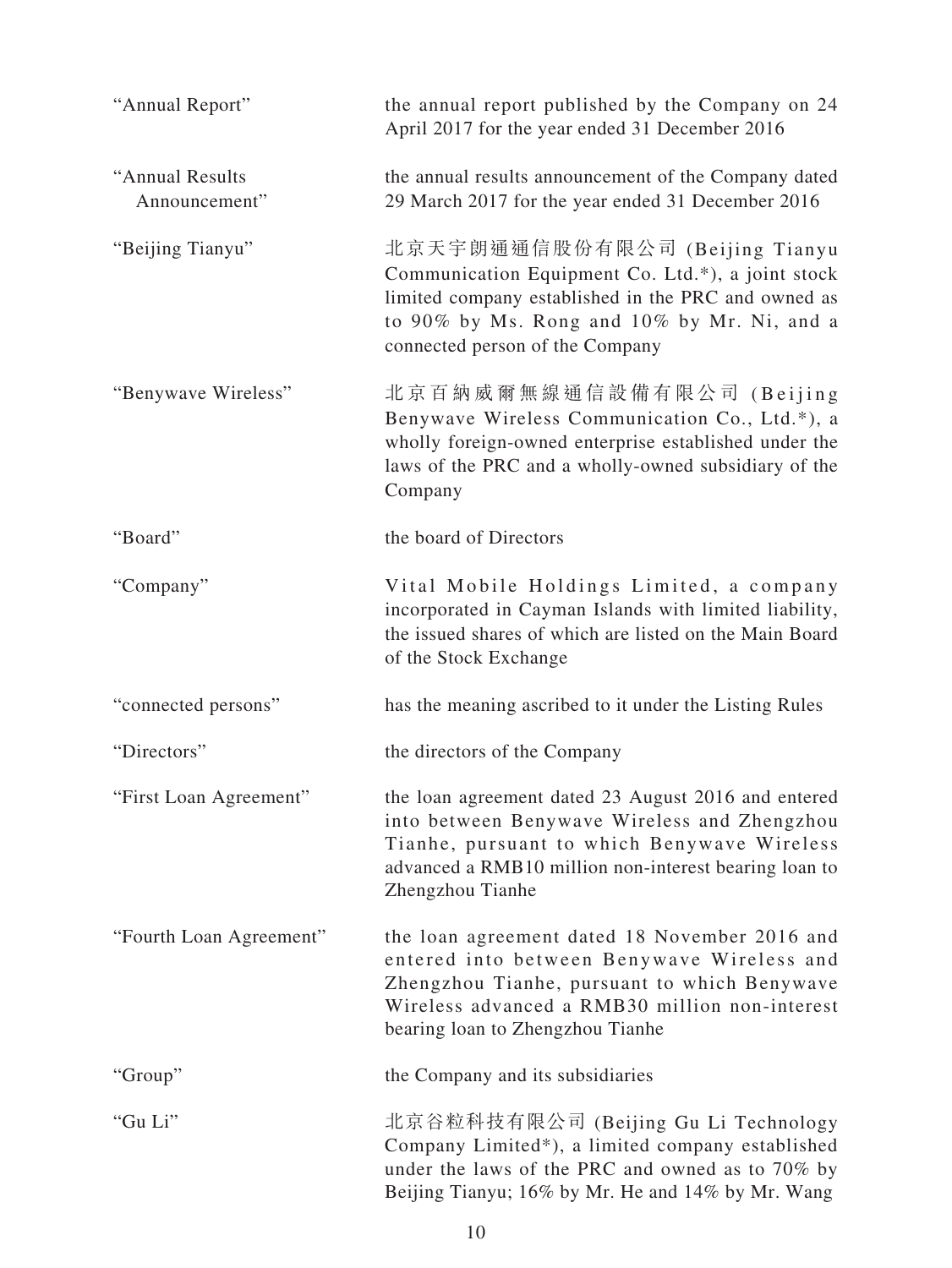| | |
|---|---|
| "Annual Report" | the annual report published by the Company on 24 April 2017 for the year ended 31 December 2016 |
| "Annual Results Announcement" | the annual results announcement of the Company dated 29 March 2017 for the year ended 31 December 2016 |
| "Beijing Tianyu" | 北京天宇朗通通信股份有限公司 (Beijing Tianyu Communication Equipment Co. Ltd.*), a joint stock limited company established in the PRC and owned as to 90% by Ms. Rong and 10% by Mr. Ni, and a connected person of the Company |
| "Benywave Wireless" | 北京百納威爾無線通信設備有限公司 (Beijing Benywave Wireless Communication Co., Ltd.*), a wholly foreign-owned enterprise established under the laws of the PRC and a wholly-owned subsidiary of the Company |
| "Board" | the board of Directors |
| "Company" | Vital Mobile Holdings Limited, a company incorporated in Cayman Islands with limited liability, the issued shares of which are listed on the Main Board of the Stock Exchange |
| "connected persons" | has the meaning ascribed to it under the Listing Rules |
| "Directors" | the directors of the Company |
| "First Loan Agreement" | the loan agreement dated 23 August 2016 and entered into between Benywave Wireless and Zhengzhou Tianhe, pursuant to which Benywave Wireless advanced a RMB10 million non-interest bearing loan to Zhengzhou Tianhe |
| "Fourth Loan Agreement" | the loan agreement dated 18 November 2016 and entered into between Benywave Wireless and Zhengzhou Tianhe, pursuant to which Benywave Wireless advanced a RMB30 million non-interest bearing loan to Zhengzhou Tianhe |
| "Group" | the Company and its subsidiaries |
| "Gu Li" | 北京谷粒科技有限公司 (Beijing Gu Li Technology Company Limited*), a limited company established under the laws of the PRC and owned as to 70% by Beijing Tianyu; 16% by Mr. He and 14% by Mr. Wang |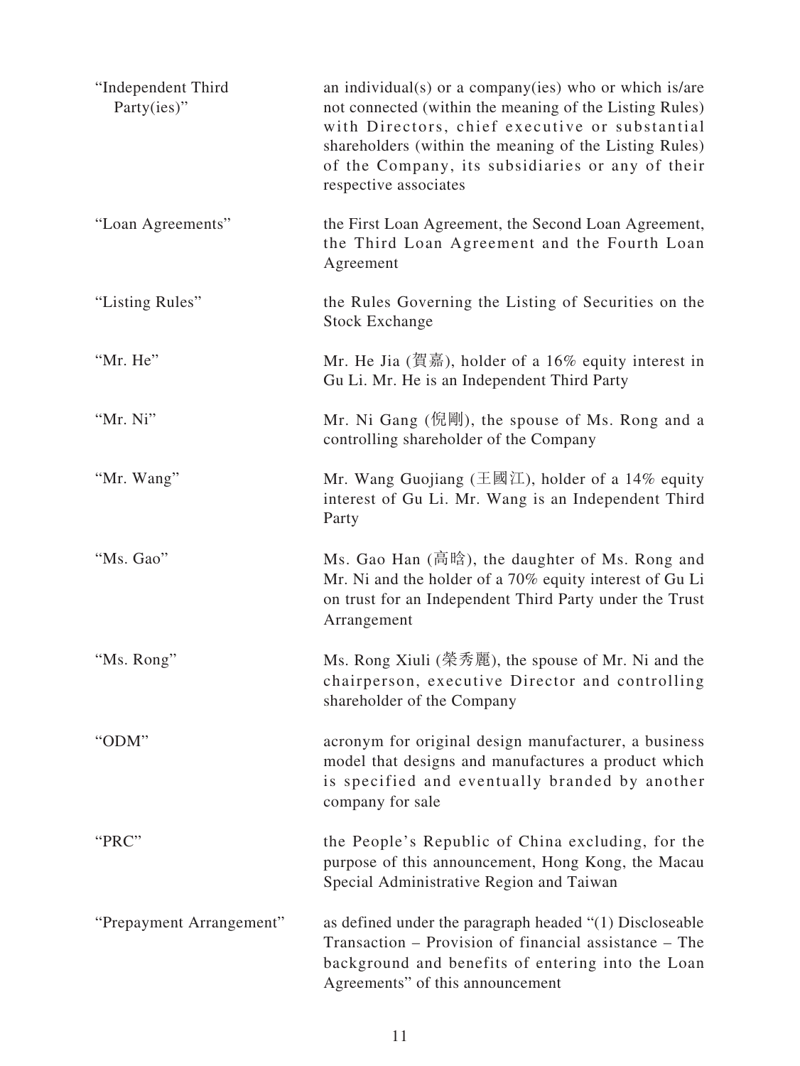| | |
|---|---|
| "Independent Third Party(ies)" | an individual(s) or a company(ies) who or which is/are not connected (within the meaning of the Listing Rules) with Directors, chief executive or substantial shareholders (within the meaning of the Listing Rules) of the Company, its subsidiaries or any of their respective associates |
| "Loan Agreements" | the First Loan Agreement, the Second Loan Agreement, the Third Loan Agreement and the Fourth Loan Agreement |
| "Listing Rules" | the Rules Governing the Listing of Securities on the Stock Exchange |
| "Mr. He" | Mr. He Jia (賀嘉), holder of a 16% equity interest in Gu Li. Mr. He is an Independent Third Party |
| "Mr. Ni" | Mr. Ni Gang (倪剛), the spouse of Ms. Rong and a controlling shareholder of the Company |
| "Mr. Wang" | Mr. Wang Guojiang (王國江), holder of a 14% equity interest of Gu Li. Mr. Wang is an Independent Third Party |
| "Ms. Gao" | Ms. Gao Han (高晗), the daughter of Ms. Rong and Mr. Ni and the holder of a 70% equity interest of Gu Li on trust for an Independent Third Party under the Trust Arrangement |
| "Ms. Rong" | Ms. Rong Xiuli (榮秀麗), the spouse of Mr. Ni and the chairperson, executive Director and controlling shareholder of the Company |
| "ODM" | acronym for original design manufacturer, a business model that designs and manufactures a product which is specified and eventually branded by another company for sale |
| "PRC" | the People's Republic of China excluding, for the purpose of this announcement, Hong Kong, the Macau Special Administrative Region and Taiwan |
| "Prepayment Arrangement" | as defined under the paragraph headed "(1) Discloseable Transaction – Provision of financial assistance – The background and benefits of entering into the Loan Agreements" of this announcement |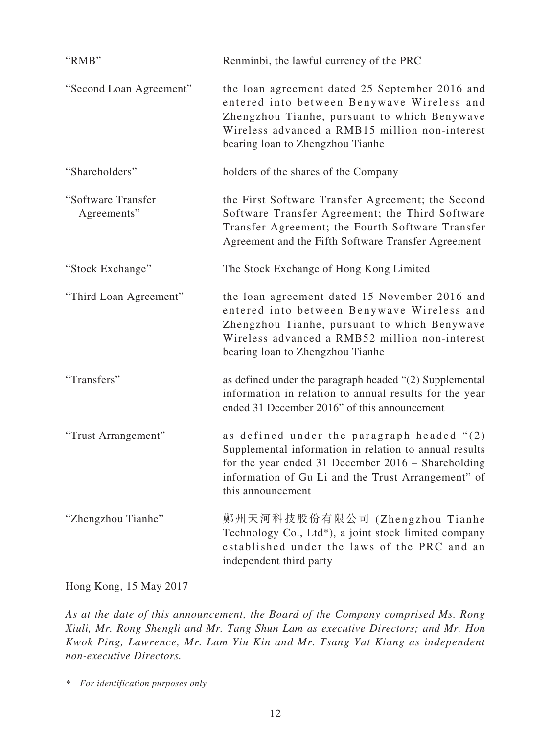| | |
|---|---|
| "RMB" | Renminbi, the lawful currency of the PRC |
| "Second Loan Agreement" | the loan agreement dated 25 September 2016 and entered into between Benywave Wireless and Zhengzhou Tianhe, pursuant to which Benywave Wireless advanced a RMB15 million non-interest bearing loan to Zhengzhou Tianhe |
| "Shareholders" | holders of the shares of the Company |
| "Software Transfer Agreements" | the First Software Transfer Agreement; the Second Software Transfer Agreement; the Third Software Transfer Agreement; the Fourth Software Transfer Agreement and the Fifth Software Transfer Agreement |
| "Stock Exchange" | The Stock Exchange of Hong Kong Limited |
| "Third Loan Agreement" | the loan agreement dated 15 November 2016 and entered into between Benywave Wireless and Zhengzhou Tianhe, pursuant to which Benywave Wireless advanced a RMB52 million non-interest bearing loan to Zhengzhou Tianhe |
| "Transfers" | as defined under the paragraph headed "(2) Supplemental information in relation to annual results for the year ended 31 December 2016" of this announcement |
| "Trust Arrangement" | as defined under the paragraph headed "(2) Supplemental information in relation to annual results for the year ended 31 December 2016 – Shareholding information of Gu Li and the Trust Arrangement" of this announcement |
| "Zhengzhou Tianhe" | 鄭州天河科技股份有限公司 (Zhengzhou Tianhe Technology Co., Ltd*), a joint stock limited company established under the laws of the PRC and an independent third party |

Hong Kong, 15 May 2017

*As at the date of this announcement, the Board of the Company comprised Ms. Rong Xiuli, Mr. Rong Shengli and Mr. Tang Shun Lam as executive Directors; and Mr. Hon Kwok Ping, Lawrence, Mr. Lam Yiu Kin and Mr. Tsang Yat Kiang as independent non-executive Directors.*

\* *For identification purposes only*